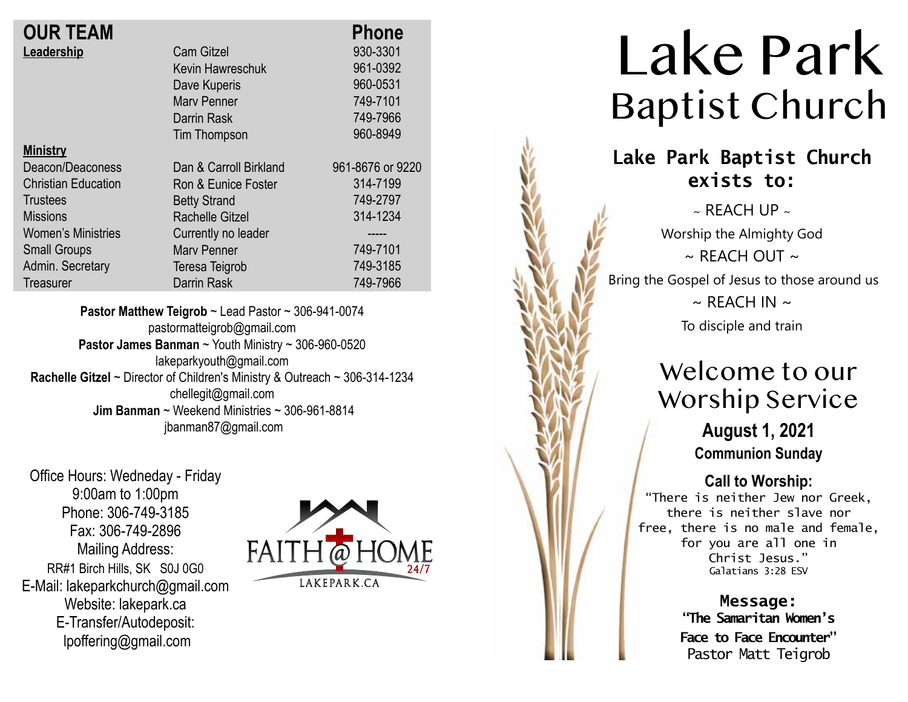## OUR TEAM

| | | Phone |
|---|---|---|
| **Leadership** | Cam Gitzel | 930-3301 |
| | Kevin Hawreschuk | 961-0392 |
| | Dave Kuperis | 960-0531 |
| | Marv Penner | 749-7101 |
| | Darrin Rask | 749-7966 |
| | Tim Thompson | 960-8949 |
| **Ministry** | | |
| Deacon/Deaconess | Dan & Carroll Birkland | 961-8676 or 9220 |
| Christian Education | Ron & Eunice Foster | 314-7199 |
| Trustees | Betty Strand | 749-2797 |
| Missions | Rachelle Gitzel | 314-1234 |
| Women's Ministries | Currently no leader | ----- |
| Small Groups | Marv Penner | 749-7101 |
| Admin. Secretary | Teresa Teigrob | 749-3185 |
| Treasurer | Darrin Rask | 749-7966 |

**Pastor Matthew Teigrob** ~ Lead Pastor ~ 306-941-0074
pastormatteigrob@gmail.com
**Pastor James Banman** ~ Youth Ministry ~ 306-960-0520
lakeparkyouth@gmail.com
**Rachelle Gitzel** ~ Director of Children's Ministry & Outreach ~ 306-314-1234
chellegit@gmail.com
**Jim Banman** ~ Weekend Ministries ~ 306-961-8814
jbanman87@gmail.com

Office Hours: Wedneday - Friday
9:00am to 1:00pm
Phone: 306-749-3185
Fax: 306-749-2896
Mailing Address:
RR#1 Birch Hills, SK S0J 0G0
E-Mail: lakeparkchurch@gmail.com
Website: lakepark.ca
E-Transfer/Autodeposit:
lpoffering@gmail.com

FAITH @ HOME 24/7
LAKEPARK.CA

# Lake Park Baptist Church

**Lake Park Baptist Church exists to:**

~ REACH UP ~
Worship the Almighty God
~ REACH OUT ~
Bring the Gospel of Jesus to those around us
~ REACH IN ~
To disciple and train

## Welcome to our Worship Service

**August 1, 2021**
**Communion Sunday**

**Call to Worship:**
"There is neither Jew nor Greek, there is neither slave nor free, there is no male and female, for you are all one in Christ Jesus."
Galatians 3:28 ESV

**Message:**
**"The Samaritan Women's Face to Face Encounter"**
Pastor Matt Teigrob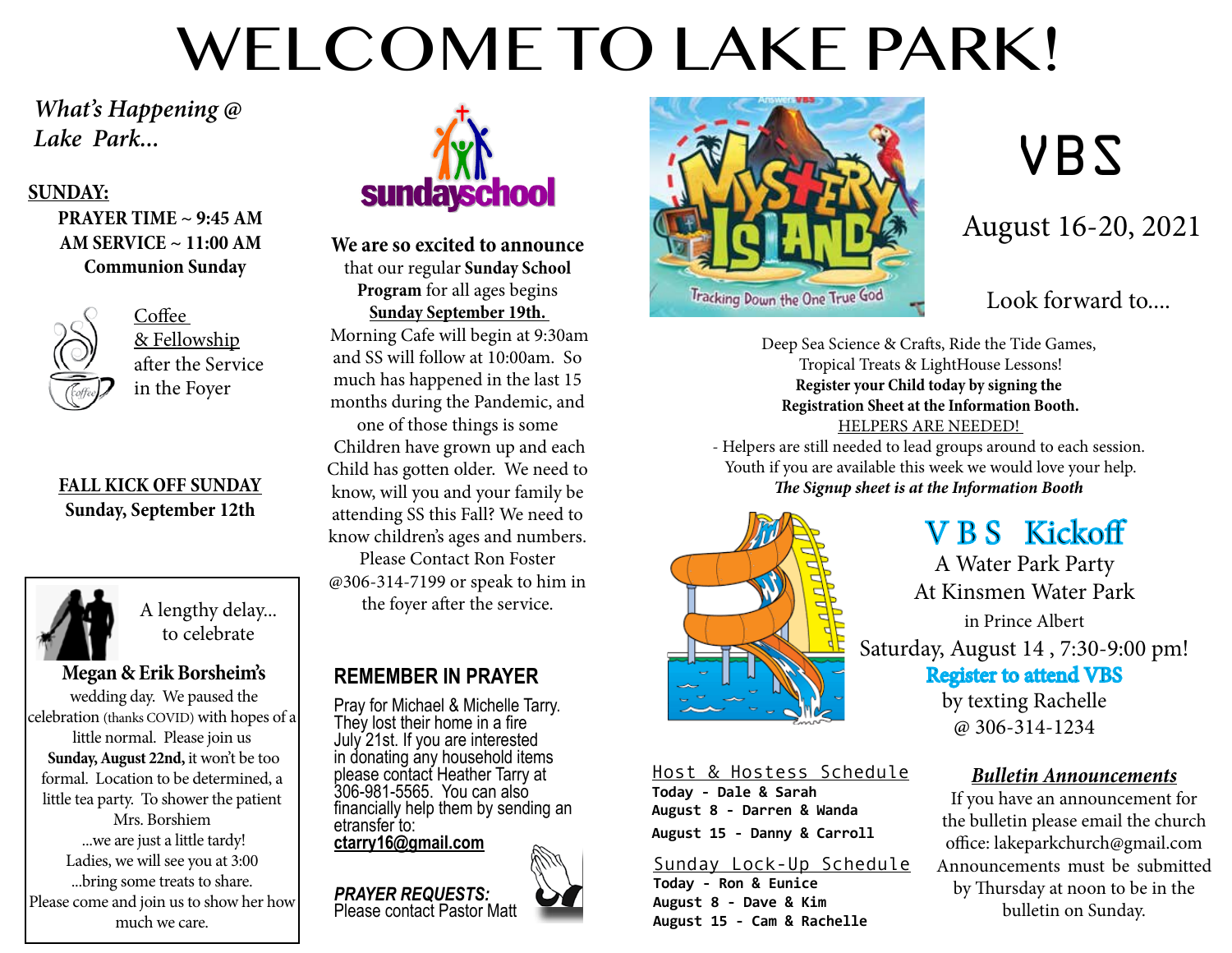# WELCOME TO LAKE PARK!

*What's Happening @ Lake Park...*

**SUNDAY:**

**PRAYER TIME ~ 9:45 AM**
**AM SERVICE ~ 11:00 AM**
**Communion Sunday**

Coffee & Fellowship after the Service in the Foyer

**FALL KICK OFF SUNDAY**
**Sunday, September 12th**

A lengthy delay... to celebrate

**Megan & Erik Borsheim's**

wedding day. We paused the celebration (thanks COVID) with hopes of a little normal. Please join us **Sunday, August 22nd,** it won't be too formal. Location to be determined, a little tea party. To shower the patient Mrs. Borshiem ...we are just a little tardy! Ladies, we will see you at 3:00 ...bring some treats to share. Please come and join us to show her how much we care.

sundayschool

**We are so excited to announce** that our regular **Sunday School Program** for all ages begins **Sunday September 19th.** Morning Cafe will begin at 9:30am and SS will follow at 10:00am. So much has happened in the last 15 months during the Pandemic, and one of those things is some Children have grown up and each Child has gotten older. We need to know, will you and your family be attending SS this Fall? We need to know children's ages and numbers. Please Contact Ron Foster @306-314-7199 or speak to him in the foyer after the service.

## REMEMBER IN PRAYER

Pray for Michael & Michelle Tarry. They lost their home in a fire July 21st. If you are interested in donating any household items please contact Heather Tarry at 306-981-5565. You can also financially help them by sending an etransfer to: **ctarry16@gmail.com**

***PRAYER REQUESTS:***
Please contact Pastor Matt

Mystery Island — Tracking Down the One True God

# VBS

August 16-20, 2021

Look forward to....

Deep Sea Science & Crafts, Ride the Tide Games, Tropical Treats & LightHouse Lessons!
**Register your Child today by signing the Registration Sheet at the Information Booth.**

HELPERS ARE NEEDED!

- Helpers are still needed to lead groups around to each session. Youth if you are available this week we would love your help.

***The Signup sheet is at the Information Booth***

## V B S Kickoff

A Water Park Party
At Kinsmen Water Park
in Prince Albert
Saturday, August 14 , 7:30-9:00 pm!

**Register to attend VBS**
by texting Rachelle
@ 306-314-1234

Host & Hostess Schedule

**Today - Dale & Sarah**
**August 8 - Darren & Wanda**
**August 15 - Danny & Carroll**

Sunday Lock-Up Schedule

**Today - Ron & Eunice**
**August 8 - Dave & Kim**
**August 15 - Cam & Rachelle**

***Bulletin Announcements***

If you have an announcement for the bulletin please email the church office: lakeparkchurch@gmail.com Announcements must be submitted by Thursday at noon to be in the bulletin on Sunday.